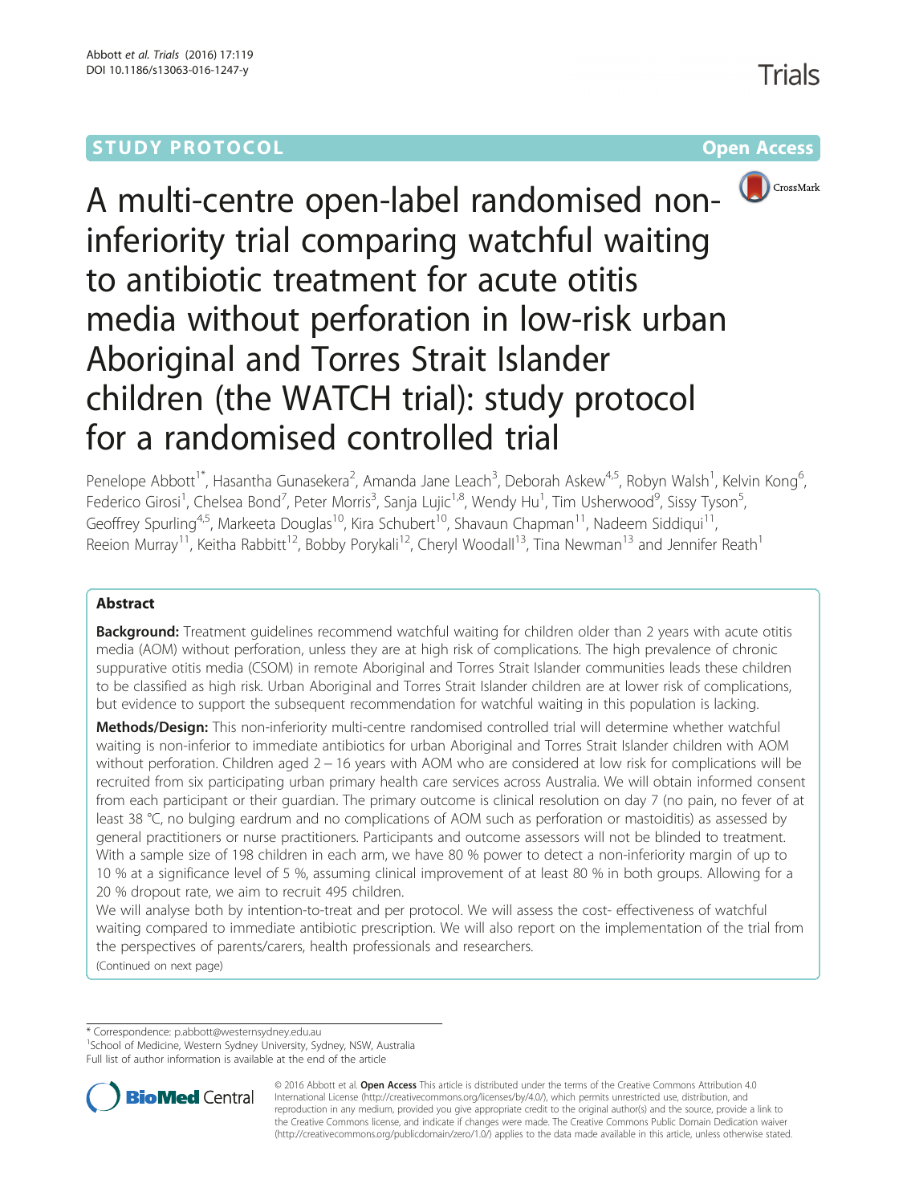STUDY PROTOCOL Open Access

# A multi-centre open-label randomised non-inferiority trial comparing watchful waiting to antibiotic treatment for acute otitis media without perforation in low-risk urban Aboriginal and Torres Strait Islander children (the WATCH trial): study protocol for a randomised controlled trial

Penelope Abbott[1*], Hasantha Gunasekera[2], Amanda Jane Leach[3], Deborah Askew[4,5], Robyn Walsh[1], Kelvin Kong[6], Federico Girosi[1], Chelsea Bond[7], Peter Morris[3], Sanja Lujic[1,8], Wendy Hu[1], Tim Usherwood[9], Sissy Tyson[5], Geoffrey Spurling[4,5], Markeeta Douglas[10], Kira Schubert[10], Shavaun Chapman[11], Nadeem Siddiqui[11], Reeion Murray[11], Keitha Rabbitt[12], Bobby Porykali[12], Cheryl Woodall[13], Tina Newman[13] and Jennifer Reath[1]

## Abstract

**Background:** Treatment guidelines recommend watchful waiting for children older than 2 years with acute otitis media (AOM) without perforation, unless they are at high risk of complications. The high prevalence of chronic suppurative otitis media (CSOM) in remote Aboriginal and Torres Strait Islander communities leads these children to be classified as high risk. Urban Aboriginal and Torres Strait Islander children are at lower risk of complications, but evidence to support the subsequent recommendation for watchful waiting in this population is lacking.

**Methods/Design:** This non-inferiority multi-centre randomised controlled trial will determine whether watchful waiting is non-inferior to immediate antibiotics for urban Aboriginal and Torres Strait Islander children with AOM without perforation. Children aged 2 – 16 years with AOM who are considered at low risk for complications will be recruited from six participating urban primary health care services across Australia. We will obtain informed consent from each participant or their guardian. The primary outcome is clinical resolution on day 7 (no pain, no fever of at least 38 °C, no bulging eardrum and no complications of AOM such as perforation or mastoiditis) as assessed by general practitioners or nurse practitioners. Participants and outcome assessors will not be blinded to treatment. With a sample size of 198 children in each arm, we have 80 % power to detect a non-inferiority margin of up to 10 % at a significance level of 5 %, assuming clinical improvement of at least 80 % in both groups. Allowing for a 20 % dropout rate, we aim to recruit 495 children.

We will analyse both by intention-to-treat and per protocol. We will assess the cost- effectiveness of watchful waiting compared to immediate antibiotic prescription. We will also report on the implementation of the trial from the perspectives of parents/carers, health professionals and researchers.

(Continued on next page)

\* Correspondence: p.abbott@westernsydney.edu.au
[1]School of Medicine, Western Sydney University, Sydney, NSW, Australia
Full list of author information is available at the end of the article

© 2016 Abbott et al. **Open Access** This article is distributed under the terms of the Creative Commons Attribution 4.0 International License (http://creativecommons.org/licenses/by/4.0/), which permits unrestricted use, distribution, and reproduction in any medium, provided you give appropriate credit to the original author(s) and the source, provide a link to the Creative Commons license, and indicate if changes were made. The Creative Commons Public Domain Dedication waiver (http://creativecommons.org/publicdomain/zero/1.0/) applies to the data made available in this article, unless otherwise stated.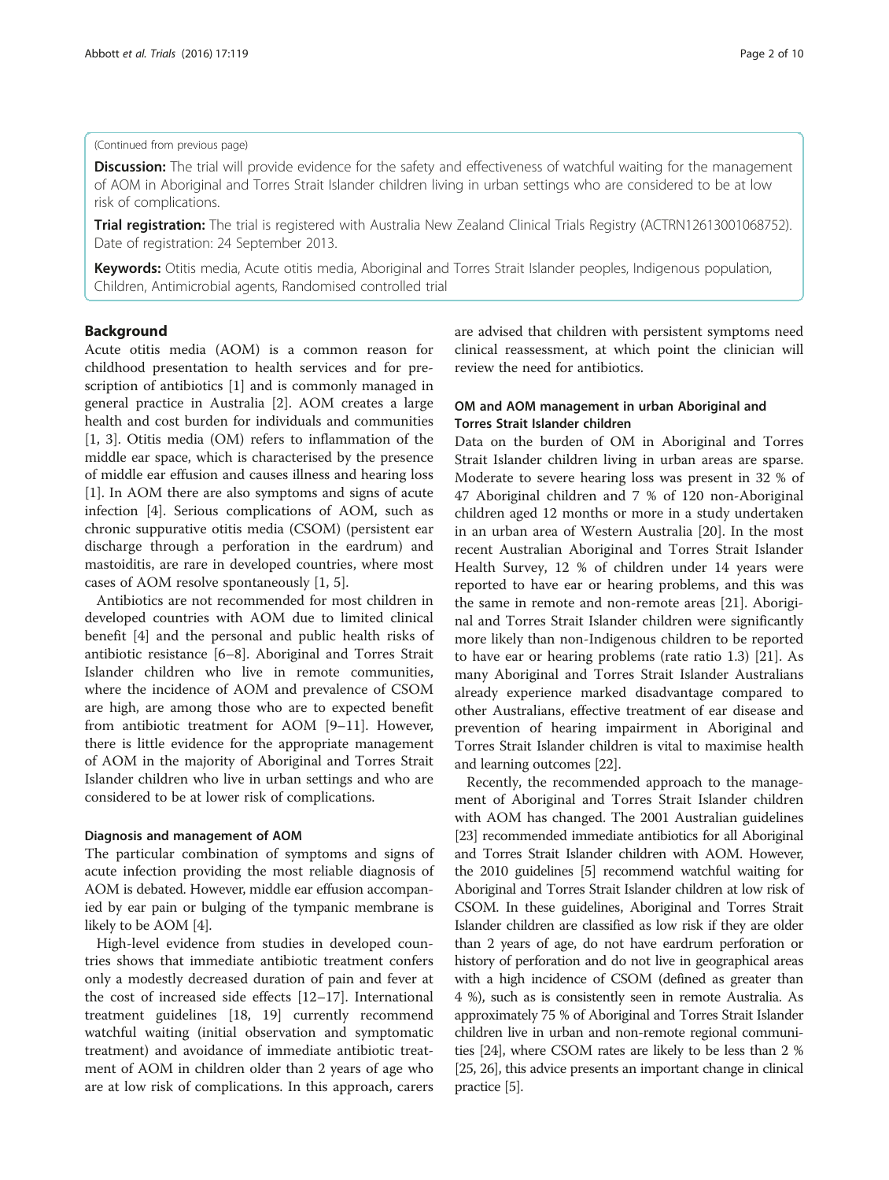(Continued from previous page)

**Discussion:** The trial will provide evidence for the safety and effectiveness of watchful waiting for the management of AOM in Aboriginal and Torres Strait Islander children living in urban settings who are considered to be at low risk of complications.

**Trial registration:** The trial is registered with Australia New Zealand Clinical Trials Registry (ACTRN12613001068752). Date of registration: 24 September 2013.

**Keywords:** Otitis media, Acute otitis media, Aboriginal and Torres Strait Islander peoples, Indigenous population, Children, Antimicrobial agents, Randomised controlled trial

## Background

Acute otitis media (AOM) is a common reason for childhood presentation to health services and for prescription of antibiotics [1] and is commonly managed in general practice in Australia [2]. AOM creates a large health and cost burden for individuals and communities [1, 3]. Otitis media (OM) refers to inflammation of the middle ear space, which is characterised by the presence of middle ear effusion and causes illness and hearing loss [1]. In AOM there are also symptoms and signs of acute infection [4]. Serious complications of AOM, such as chronic suppurative otitis media (CSOM) (persistent ear discharge through a perforation in the eardrum) and mastoiditis, are rare in developed countries, where most cases of AOM resolve spontaneously [1, 5].

Antibiotics are not recommended for most children in developed countries with AOM due to limited clinical benefit [4] and the personal and public health risks of antibiotic resistance [6–8]. Aboriginal and Torres Strait Islander children who live in remote communities, where the incidence of AOM and prevalence of CSOM are high, are among those who are to expected benefit from antibiotic treatment for AOM [9–11]. However, there is little evidence for the appropriate management of AOM in the majority of Aboriginal and Torres Strait Islander children who live in urban settings and who are considered to be at lower risk of complications.

### Diagnosis and management of AOM

The particular combination of symptoms and signs of acute infection providing the most reliable diagnosis of AOM is debated. However, middle ear effusion accompanied by ear pain or bulging of the tympanic membrane is likely to be AOM [4].

High-level evidence from studies in developed countries shows that immediate antibiotic treatment confers only a modestly decreased duration of pain and fever at the cost of increased side effects [12–17]. International treatment guidelines [18, 19] currently recommend watchful waiting (initial observation and symptomatic treatment) and avoidance of immediate antibiotic treatment of AOM in children older than 2 years of age who are at low risk of complications. In this approach, carers are advised that children with persistent symptoms need clinical reassessment, at which point the clinician will review the need for antibiotics.

### OM and AOM management in urban Aboriginal and Torres Strait Islander children

Data on the burden of OM in Aboriginal and Torres Strait Islander children living in urban areas are sparse. Moderate to severe hearing loss was present in 32 % of 47 Aboriginal children and 7 % of 120 non-Aboriginal children aged 12 months or more in a study undertaken in an urban area of Western Australia [20]. In the most recent Australian Aboriginal and Torres Strait Islander Health Survey, 12 % of children under 14 years were reported to have ear or hearing problems, and this was the same in remote and non-remote areas [21]. Aboriginal and Torres Strait Islander children were significantly more likely than non-Indigenous children to be reported to have ear or hearing problems (rate ratio 1.3) [21]. As many Aboriginal and Torres Strait Islander Australians already experience marked disadvantage compared to other Australians, effective treatment of ear disease and prevention of hearing impairment in Aboriginal and Torres Strait Islander children is vital to maximise health and learning outcomes [22].

Recently, the recommended approach to the management of Aboriginal and Torres Strait Islander children with AOM has changed. The 2001 Australian guidelines [23] recommended immediate antibiotics for all Aboriginal and Torres Strait Islander children with AOM. However, the 2010 guidelines [5] recommend watchful waiting for Aboriginal and Torres Strait Islander children at low risk of CSOM. In these guidelines, Aboriginal and Torres Strait Islander children are classified as low risk if they are older than 2 years of age, do not have eardrum perforation or history of perforation and do not live in geographical areas with a high incidence of CSOM (defined as greater than 4 %), such as is consistently seen in remote Australia. As approximately 75 % of Aboriginal and Torres Strait Islander children live in urban and non-remote regional communities [24], where CSOM rates are likely to be less than 2 % [25, 26], this advice presents an important change in clinical practice [5].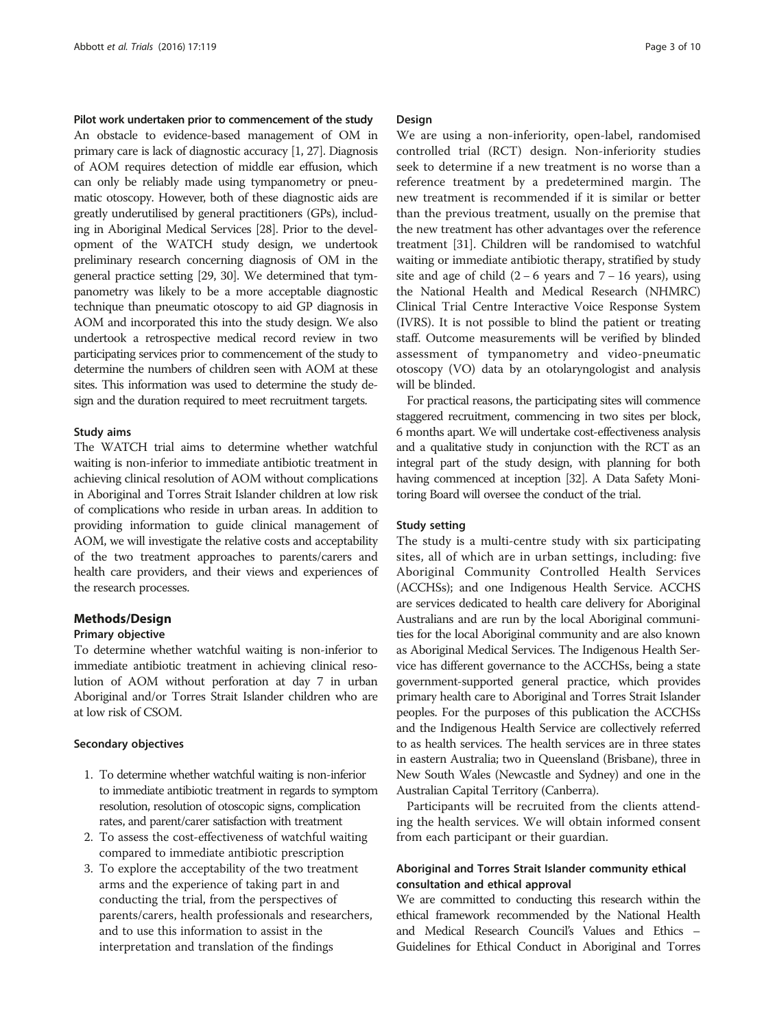#### Pilot work undertaken prior to commencement of the study

An obstacle to evidence-based management of OM in primary care is lack of diagnostic accuracy [1, 27]. Diagnosis of AOM requires detection of middle ear effusion, which can only be reliably made using tympanometry or pneumatic otoscopy. However, both of these diagnostic aids are greatly underutilised by general practitioners (GPs), including in Aboriginal Medical Services [28]. Prior to the development of the WATCH study design, we undertook preliminary research concerning diagnosis of OM in the general practice setting [29, 30]. We determined that tympanometry was likely to be a more acceptable diagnostic technique than pneumatic otoscopy to aid GP diagnosis in AOM and incorporated this into the study design. We also undertook a retrospective medical record review in two participating services prior to commencement of the study to determine the numbers of children seen with AOM at these sites. This information was used to determine the study design and the duration required to meet recruitment targets.

#### Study aims

The WATCH trial aims to determine whether watchful waiting is non-inferior to immediate antibiotic treatment in achieving clinical resolution of AOM without complications in Aboriginal and Torres Strait Islander children at low risk of complications who reside in urban areas. In addition to providing information to guide clinical management of AOM, we will investigate the relative costs and acceptability of the two treatment approaches to parents/carers and health care providers, and their views and experiences of the research processes.

## Methods/Design

#### Primary objective

To determine whether watchful waiting is non-inferior to immediate antibiotic treatment in achieving clinical resolution of AOM without perforation at day 7 in urban Aboriginal and/or Torres Strait Islander children who are at low risk of CSOM.

#### Secondary objectives

1. To determine whether watchful waiting is non-inferior to immediate antibiotic treatment in regards to symptom resolution, resolution of otoscopic signs, complication rates, and parent/carer satisfaction with treatment
2. To assess the cost-effectiveness of watchful waiting compared to immediate antibiotic prescription
3. To explore the acceptability of the two treatment arms and the experience of taking part in and conducting the trial, from the perspectives of parents/carers, health professionals and researchers, and to use this information to assist in the interpretation and translation of the findings

#### Design

We are using a non-inferiority, open-label, randomised controlled trial (RCT) design. Non-inferiority studies seek to determine if a new treatment is no worse than a reference treatment by a predetermined margin. The new treatment is recommended if it is similar or better than the previous treatment, usually on the premise that the new treatment has other advantages over the reference treatment [31]. Children will be randomised to watchful waiting or immediate antibiotic therapy, stratified by study site and age of child (2 – 6 years and 7 – 16 years), using the National Health and Medical Research (NHMRC) Clinical Trial Centre Interactive Voice Response System (IVRS). It is not possible to blind the patient or treating staff. Outcome measurements will be verified by blinded assessment of tympanometry and video-pneumatic otoscopy (VO) data by an otolaryngologist and analysis will be blinded.

For practical reasons, the participating sites will commence staggered recruitment, commencing in two sites per block, 6 months apart. We will undertake cost-effectiveness analysis and a qualitative study in conjunction with the RCT as an integral part of the study design, with planning for both having commenced at inception [32]. A Data Safety Monitoring Board will oversee the conduct of the trial.

#### Study setting

The study is a multi-centre study with six participating sites, all of which are in urban settings, including: five Aboriginal Community Controlled Health Services (ACCHSs); and one Indigenous Health Service. ACCHS are services dedicated to health care delivery for Aboriginal Australians and are run by the local Aboriginal communities for the local Aboriginal community and are also known as Aboriginal Medical Services. The Indigenous Health Service has different governance to the ACCHSs, being a state government-supported general practice, which provides primary health care to Aboriginal and Torres Strait Islander peoples. For the purposes of this publication the ACCHSs and the Indigenous Health Service are collectively referred to as health services. The health services are in three states in eastern Australia; two in Queensland (Brisbane), three in New South Wales (Newcastle and Sydney) and one in the Australian Capital Territory (Canberra).

Participants will be recruited from the clients attending the health services. We will obtain informed consent from each participant or their guardian.

#### Aboriginal and Torres Strait Islander community ethical consultation and ethical approval

We are committed to conducting this research within the ethical framework recommended by the National Health and Medical Research Council's Values and Ethics – Guidelines for Ethical Conduct in Aboriginal and Torres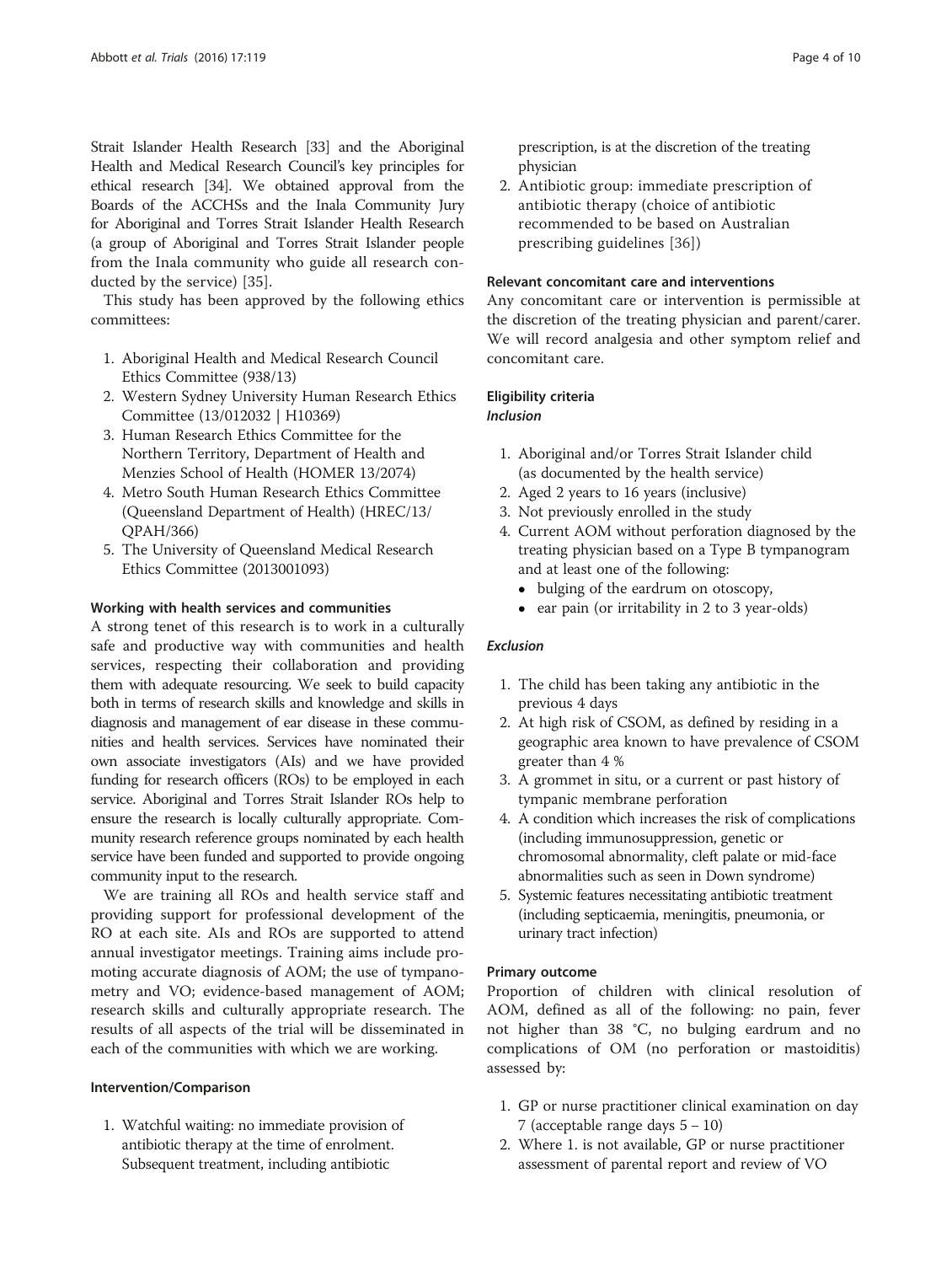Strait Islander Health Research [33] and the Aboriginal Health and Medical Research Council's key principles for ethical research [34]. We obtained approval from the Boards of the ACCHSs and the Inala Community Jury for Aboriginal and Torres Strait Islander Health Research (a group of Aboriginal and Torres Strait Islander people from the Inala community who guide all research conducted by the service) [35].

This study has been approved by the following ethics committees:

1. Aboriginal Health and Medical Research Council Ethics Committee (938/13)
2. Western Sydney University Human Research Ethics Committee (13/012032 | H10369)
3. Human Research Ethics Committee for the Northern Territory, Department of Health and Menzies School of Health (HOMER 13/2074)
4. Metro South Human Research Ethics Committee (Queensland Department of Health) (HREC/13/QPAH/366)
5. The University of Queensland Medical Research Ethics Committee (2013001093)

#### Working with health services and communities

A strong tenet of this research is to work in a culturally safe and productive way with communities and health services, respecting their collaboration and providing them with adequate resourcing. We seek to build capacity both in terms of research skills and knowledge and skills in diagnosis and management of ear disease in these communities and health services. Services have nominated their own associate investigators (AIs) and we have provided funding for research officers (ROs) to be employed in each service. Aboriginal and Torres Strait Islander ROs help to ensure the research is locally culturally appropriate. Community research reference groups nominated by each health service have been funded and supported to provide ongoing community input to the research.

We are training all ROs and health service staff and providing support for professional development of the RO at each site. AIs and ROs are supported to attend annual investigator meetings. Training aims include promoting accurate diagnosis of AOM; the use of tympanometry and VO; evidence-based management of AOM; research skills and culturally appropriate research. The results of all aspects of the trial will be disseminated in each of the communities with which we are working.

#### Intervention/Comparison

1. Watchful waiting: no immediate provision of antibiotic therapy at the time of enrolment. Subsequent treatment, including antibiotic prescription, is at the discretion of the treating physician
2. Antibiotic group: immediate prescription of antibiotic therapy (choice of antibiotic recommended to be based on Australian prescribing guidelines [36])

#### Relevant concomitant care and interventions

Any concomitant care or intervention is permissible at the discretion of the treating physician and parent/carer. We will record analgesia and other symptom relief and concomitant care.

#### Eligibility criteria

##### *Inclusion*

1. Aboriginal and/or Torres Strait Islander child (as documented by the health service)
2. Aged 2 years to 16 years (inclusive)
3. Not previously enrolled in the study
4. Current AOM without perforation diagnosed by the treating physician based on a Type B tympanogram and at least one of the following:
   - bulging of the eardrum on otoscopy,
   - ear pain (or irritability in 2 to 3 year-olds)

##### *Exclusion*

1. The child has been taking any antibiotic in the previous 4 days
2. At high risk of CSOM, as defined by residing in a geographic area known to have prevalence of CSOM greater than 4 %
3. A grommet in situ, or a current or past history of tympanic membrane perforation
4. A condition which increases the risk of complications (including immunosuppression, genetic or chromosomal abnormality, cleft palate or mid-face abnormalities such as seen in Down syndrome)
5. Systemic features necessitating antibiotic treatment (including septicaemia, meningitis, pneumonia, or urinary tract infection)

#### Primary outcome

Proportion of children with clinical resolution of AOM, defined as all of the following: no pain, fever not higher than 38 °C, no bulging eardrum and no complications of OM (no perforation or mastoiditis) assessed by:

1. GP or nurse practitioner clinical examination on day 7 (acceptable range days 5 – 10)
2. Where 1. is not available, GP or nurse practitioner assessment of parental report and review of VO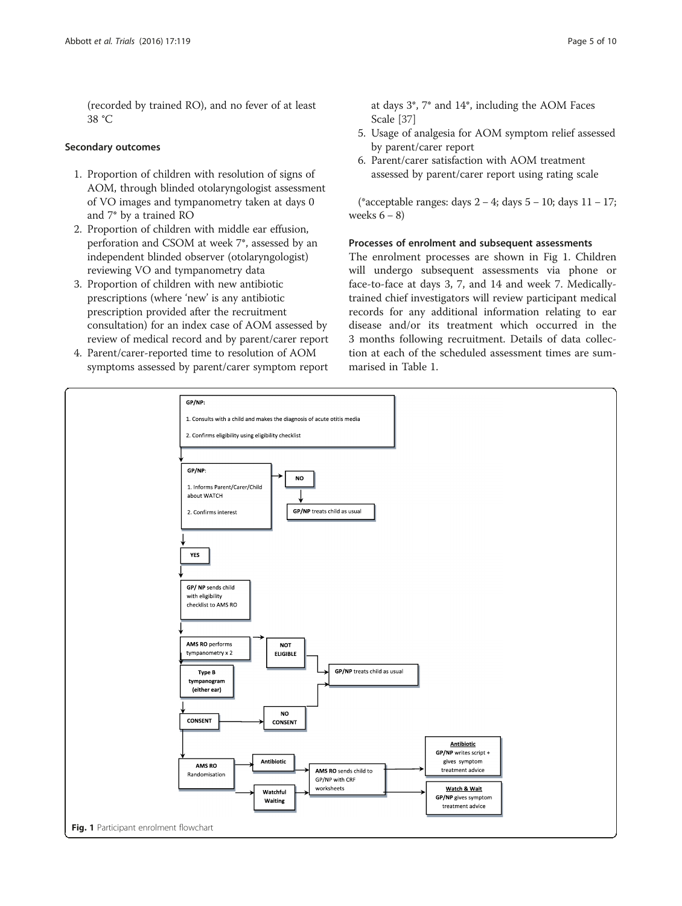(recorded by trained RO), and no fever of at least 38 °C

### Secondary outcomes

1. Proportion of children with resolution of signs of AOM, through blinded otolaryngologist assessment of VO images and tympanometry taken at days 0 and 7* by a trained RO
2. Proportion of children with middle ear effusion, perforation and CSOM at week 7*, assessed by an independent blinded observer (otolaryngologist) reviewing VO and tympanometry data
3. Proportion of children with new antibiotic prescriptions (where 'new' is any antibiotic prescription provided after the recruitment consultation) for an index case of AOM assessed by review of medical record and by parent/carer report
4. Parent/carer-reported time to resolution of AOM symptoms assessed by parent/carer symptom report at days 3*, 7* and 14*, including the AOM Faces Scale [37]
5. Usage of analgesia for AOM symptom relief assessed by parent/carer report
6. Parent/carer satisfaction with AOM treatment assessed by parent/carer report using rating scale

(*acceptable ranges: days 2 – 4; days 5 – 10; days 11 – 17; weeks 6 – 8)

### Processes of enrolment and subsequent assessments

The enrolment processes are shown in Fig 1. Children will undergo subsequent assessments via phone or face-to-face at days 3, 7, and 14 and week 7. Medically-trained chief investigators will review participant medical records for any additional information relating to ear disease and/or its treatment which occurred in the 3 months following recruitment. Details of data collection at each of the scheduled assessment times are summarised in Table 1.

**Fig. 1** Participant enrolment flowchart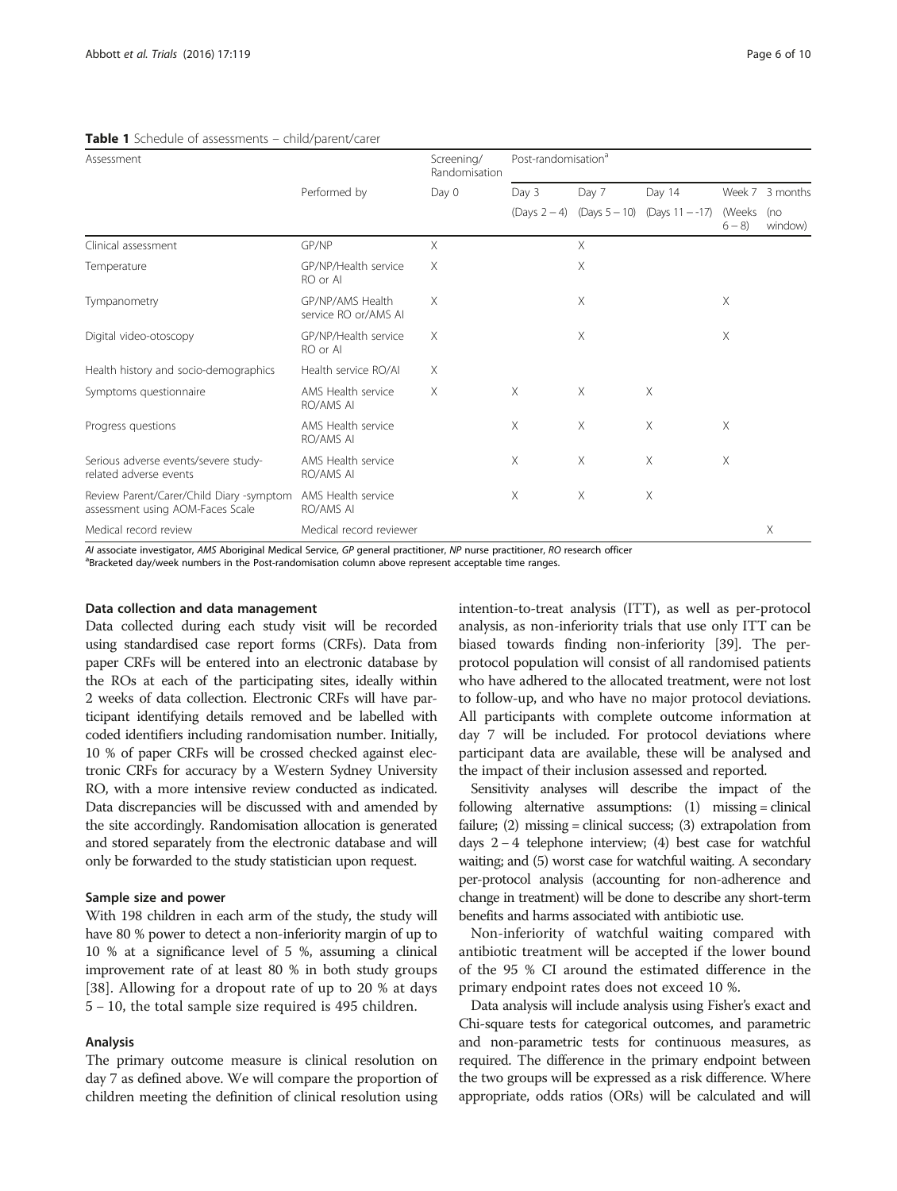**Table 1** Schedule of assessments – child/parent/carer

| Assessment | Performed by | Screening/ Randomisation | Post-randomisation[a] | | | | |
|---|---|---|---|---|---|---|---|
| | | Day 0 | Day 3 | Day 7 | Day 14 | Week 7 | 3 months |
| | | | (Days 2 – 4) | (Days 5 – 10) | (Days 11 – -17) | (Weeks 6 – 8) | (no window) |
| Clinical assessment | GP/NP | X | | X | | | |
| Temperature | GP/NP/Health service RO or AI | X | | X | | | |
| Tympanometry | GP/NP/AMS Health service RO or/AMS AI | X | | X | | X | |
| Digital video-otoscopy | GP/NP/Health service RO or AI | X | | X | | X | |
| Health history and socio-demographics | Health service RO/AI | X | | | | | |
| Symptoms questionnaire | AMS Health service RO/AMS AI | X | X | X | X | | |
| Progress questions | AMS Health service RO/AMS AI | | X | X | X | X | |
| Serious adverse events/severe study-related adverse events | AMS Health service RO/AMS AI | | X | X | X | X | |
| Review Parent/Carer/Child Diary -symptom assessment using AOM-Faces Scale | AMS Health service RO/AMS AI | | X | X | X | | |
| Medical record review | Medical record reviewer | | | | | | X |

*AI* associate investigator, *AMS* Aboriginal Medical Service, *GP* general practitioner, *NP* nurse practitioner, *RO* research officer
[a]Bracketed day/week numbers in the Post-randomisation column above represent acceptable time ranges.

#### Data collection and data management

Data collected during each study visit will be recorded using standardised case report forms (CRFs). Data from paper CRFs will be entered into an electronic database by the ROs at each of the participating sites, ideally within 2 weeks of data collection. Electronic CRFs will have participant identifying details removed and be labelled with coded identifiers including randomisation number. Initially, 10 % of paper CRFs will be crossed checked against electronic CRFs for accuracy by a Western Sydney University RO, with a more intensive review conducted as indicated. Data discrepancies will be discussed with and amended by the site accordingly. Randomisation allocation is generated and stored separately from the electronic database and will only be forwarded to the study statistician upon request.

#### Sample size and power

With 198 children in each arm of the study, the study will have 80 % power to detect a non-inferiority margin of up to 10 % at a significance level of 5 %, assuming a clinical improvement rate of at least 80 % in both study groups [38]. Allowing for a dropout rate of up to 20 % at days 5 – 10, the total sample size required is 495 children.

#### Analysis

The primary outcome measure is clinical resolution on day 7 as defined above. We will compare the proportion of children meeting the definition of clinical resolution using intention-to-treat analysis (ITT), as well as per-protocol analysis, as non-inferiority trials that use only ITT can be biased towards finding non-inferiority [39]. The per-protocol population will consist of all randomised patients who have adhered to the allocated treatment, were not lost to follow-up, and who have no major protocol deviations. All participants with complete outcome information at day 7 will be included. For protocol deviations where participant data are available, these will be analysed and the impact of their inclusion assessed and reported.

Sensitivity analyses will describe the impact of the following alternative assumptions: (1) missing = clinical failure; (2) missing = clinical success; (3) extrapolation from days 2 – 4 telephone interview; (4) best case for watchful waiting; and (5) worst case for watchful waiting. A secondary per-protocol analysis (accounting for non-adherence and change in treatment) will be done to describe any short-term benefits and harms associated with antibiotic use.

Non-inferiority of watchful waiting compared with antibiotic treatment will be accepted if the lower bound of the 95 % CI around the estimated difference in the primary endpoint rates does not exceed 10 %.

Data analysis will include analysis using Fisher's exact and Chi-square tests for categorical outcomes, and parametric and non-parametric tests for continuous measures, as required. The difference in the primary endpoint between the two groups will be expressed as a risk difference. Where appropriate, odds ratios (ORs) will be calculated and will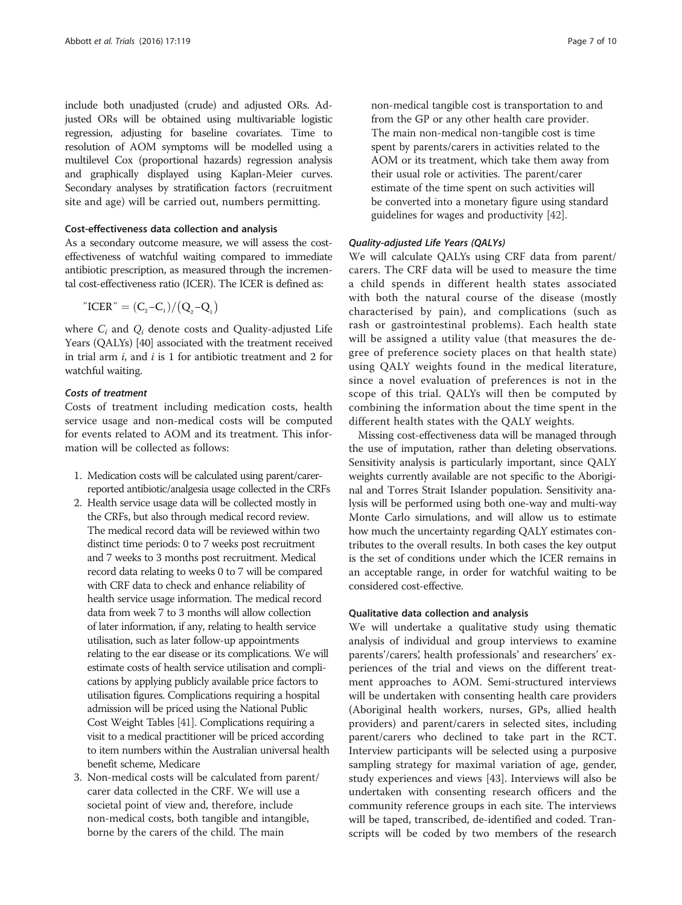include both unadjusted (crude) and adjusted ORs. Adjusted ORs will be obtained using multivariable logistic regression, adjusting for baseline covariates. Time to resolution of AOM symptoms will be modelled using a multilevel Cox (proportional hazards) regression analysis and graphically displayed using Kaplan-Meier curves. Secondary analyses by stratification factors (recruitment site and age) will be carried out, numbers permitting.

### Cost-effectiveness data collection and analysis

As a secondary outcome measure, we will assess the cost-effectiveness of watchful waiting compared to immediate antibiotic prescription, as measured through the incremental cost-effectiveness ratio (ICER). The ICER is defined as:

$$\text{"ICER"} = (C_2 - C_1)/(Q_2 - Q_1)$$

where $C_i$ and $Q_i$ denote costs and Quality-adjusted Life Years (QALYs) [40] associated with the treatment received in trial arm $i$, and $i$ is 1 for antibiotic treatment and 2 for watchful waiting.

#### *Costs of treatment*

Costs of treatment including medication costs, health service usage and non-medical costs will be computed for events related to AOM and its treatment. This information will be collected as follows:

1. Medication costs will be calculated using parent/carer-reported antibiotic/analgesia usage collected in the CRFs
2. Health service usage data will be collected mostly in the CRFs, but also through medical record review. The medical record data will be reviewed within two distinct time periods: 0 to 7 weeks post recruitment and 7 weeks to 3 months post recruitment. Medical record data relating to weeks 0 to 7 will be compared with CRF data to check and enhance reliability of health service usage information. The medical record data from week 7 to 3 months will allow collection of later information, if any, relating to health service utilisation, such as later follow-up appointments relating to the ear disease or its complications. We will estimate costs of health service utilisation and complications by applying publicly available price factors to utilisation figures. Complications requiring a hospital admission will be priced using the National Public Cost Weight Tables [41]. Complications requiring a visit to a medical practitioner will be priced according to item numbers within the Australian universal health benefit scheme, Medicare
3. Non-medical costs will be calculated from parent/carer data collected in the CRF. We will use a societal point of view and, therefore, include non-medical costs, both tangible and intangible, borne by the carers of the child. The main non-medical tangible cost is transportation to and from the GP or any other health care provider. The main non-medical non-tangible cost is time spent by parents/carers in activities related to the AOM or its treatment, which take them away from their usual role or activities. The parent/carer estimate of the time spent on such activities will be converted into a monetary figure using standard guidelines for wages and productivity [42].

#### *Quality-adjusted Life Years (QALYs)*

We will calculate QALYs using CRF data from parent/carers. The CRF data will be used to measure the time a child spends in different health states associated with both the natural course of the disease (mostly characterised by pain), and complications (such as rash or gastrointestinal problems). Each health state will be assigned a utility value (that measures the degree of preference society places on that health state) using QALY weights found in the medical literature, since a novel evaluation of preferences is not in the scope of this trial. QALYs will then be computed by combining the information about the time spent in the different health states with the QALY weights.

Missing cost-effectiveness data will be managed through the use of imputation, rather than deleting observations. Sensitivity analysis is particularly important, since QALY weights currently available are not specific to the Aboriginal and Torres Strait Islander population. Sensitivity analysis will be performed using both one-way and multi-way Monte Carlo simulations, and will allow us to estimate how much the uncertainty regarding QALY estimates contributes to the overall results. In both cases the key output is the set of conditions under which the ICER remains in an acceptable range, in order for watchful waiting to be considered cost-effective.

### Qualitative data collection and analysis

We will undertake a qualitative study using thematic analysis of individual and group interviews to examine parents'/carers', health professionals' and researchers' experiences of the trial and views on the different treatment approaches to AOM. Semi-structured interviews will be undertaken with consenting health care providers (Aboriginal health workers, nurses, GPs, allied health providers) and parent/carers in selected sites, including parent/carers who declined to take part in the RCT. Interview participants will be selected using a purposive sampling strategy for maximal variation of age, gender, study experiences and views [43]. Interviews will also be undertaken with consenting research officers and the community reference groups in each site. The interviews will be taped, transcribed, de-identified and coded. Transcripts will be coded by two members of the research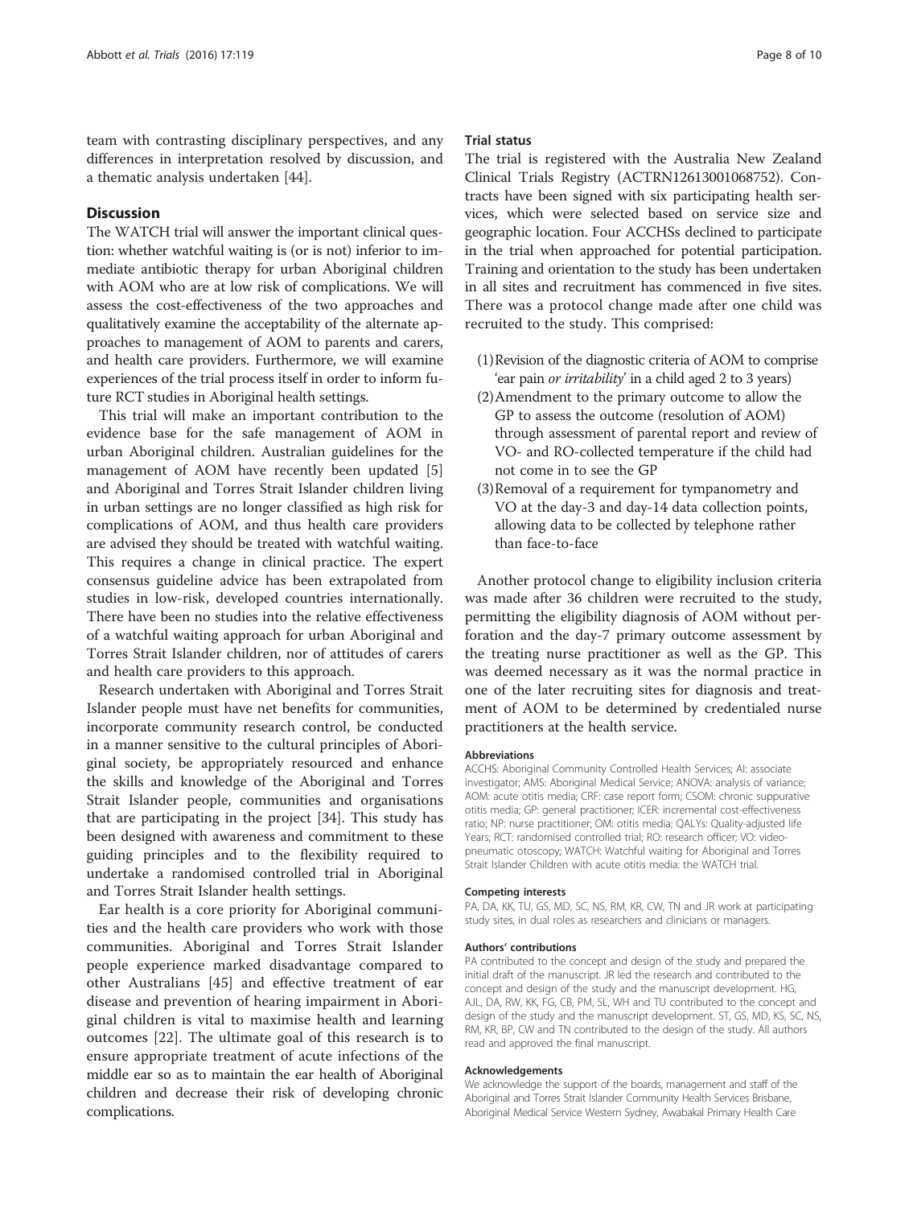team with contrasting disciplinary perspectives, and any differences in interpretation resolved by discussion, and a thematic analysis undertaken [44].

## Discussion

The WATCH trial will answer the important clinical question: whether watchful waiting is (or is not) inferior to immediate antibiotic therapy for urban Aboriginal children with AOM who are at low risk of complications. We will assess the cost-effectiveness of the two approaches and qualitatively examine the acceptability of the alternate approaches to management of AOM to parents and carers, and health care providers. Furthermore, we will examine experiences of the trial process itself in order to inform future RCT studies in Aboriginal health settings.

This trial will make an important contribution to the evidence base for the safe management of AOM in urban Aboriginal children. Australian guidelines for the management of AOM have recently been updated [5] and Aboriginal and Torres Strait Islander children living in urban settings are no longer classified as high risk for complications of AOM, and thus health care providers are advised they should be treated with watchful waiting. This requires a change in clinical practice. The expert consensus guideline advice has been extrapolated from studies in low-risk, developed countries internationally. There have been no studies into the relative effectiveness of a watchful waiting approach for urban Aboriginal and Torres Strait Islander children, nor of attitudes of carers and health care providers to this approach.

Research undertaken with Aboriginal and Torres Strait Islander people must have net benefits for communities, incorporate community research control, be conducted in a manner sensitive to the cultural principles of Aboriginal society, be appropriately resourced and enhance the skills and knowledge of the Aboriginal and Torres Strait Islander people, communities and organisations that are participating in the project [34]. This study has been designed with awareness and commitment to these guiding principles and to the flexibility required to undertake a randomised controlled trial in Aboriginal and Torres Strait Islander health settings.

Ear health is a core priority for Aboriginal communities and the health care providers who work with those communities. Aboriginal and Torres Strait Islander people experience marked disadvantage compared to other Australians [45] and effective treatment of ear disease and prevention of hearing impairment in Aboriginal children is vital to maximise health and learning outcomes [22]. The ultimate goal of this research is to ensure appropriate treatment of acute infections of the middle ear so as to maintain the ear health of Aboriginal children and decrease their risk of developing chronic complications.

### Trial status

The trial is registered with the Australia New Zealand Clinical Trials Registry (ACTRN12613001068752). Contracts have been signed with six participating health services, which were selected based on service size and geographic location. Four ACCHSs declined to participate in the trial when approached for potential participation. Training and orientation to the study has been undertaken in all sites and recruitment has commenced in five sites. There was a protocol change made after one child was recruited to the study. This comprised:

(1) Revision of the diagnostic criteria of AOM to comprise 'ear pain *or irritability*' in a child aged 2 to 3 years)
(2) Amendment to the primary outcome to allow the GP to assess the outcome (resolution of AOM) through assessment of parental report and review of VO- and RO-collected temperature if the child had not come in to see the GP
(3) Removal of a requirement for tympanometry and VO at the day-3 and day-14 data collection points, allowing data to be collected by telephone rather than face-to-face

Another protocol change to eligibility inclusion criteria was made after 36 children were recruited to the study, permitting the eligibility diagnosis of AOM without perforation and the day-7 primary outcome assessment by the treating nurse practitioner as well as the GP. This was deemed necessary as it was the normal practice in one of the later recruiting sites for diagnosis and treatment of AOM to be determined by credentialed nurse practitioners at the health service.

#### Abbreviations

ACCHS: Aboriginal Community Controlled Health Services; AI: associate investigator; AMS: Aboriginal Medical Service; ANOVA: analysis of variance; AOM: acute otitis media; CRF: case report form; CSOM: chronic suppurative otitis media; GP: general practitioner; ICER: incremental cost-effectiveness ratio; NP: nurse practitioner; OM: otitis media; QALYs: Quality-adjusted life Years; RCT: randomised controlled trial; RO: research officer; VO: video-pneumatic otoscopy; WATCH: Watchful waiting for Aboriginal and Torres Strait Islander Children with acute otitis media: the WATCH trial.

#### Competing interests

PA, DA, KK, TU, GS, MD, SC, NS, RM, KR, CW, TN and JR work at participating study sites, in dual roles as researchers and clinicians or managers.

#### Authors' contributions

PA contributed to the concept and design of the study and prepared the initial draft of the manuscript. JR led the research and contributed to the concept and design of the study and the manuscript development. HG, AJL, DA, RW, KK, FG, CB, PM, SL, WH and TU contributed to the concept and design of the study and the manuscript development. ST, GS, MD, KS, SC, NS, RM, KR, BP, CW and TN contributed to the design of the study. All authors read and approved the final manuscript.

#### Acknowledgements

We acknowledge the support of the boards, management and staff of the Aboriginal and Torres Strait Islander Community Health Services Brisbane, Aboriginal Medical Service Western Sydney, Awabakal Primary Health Care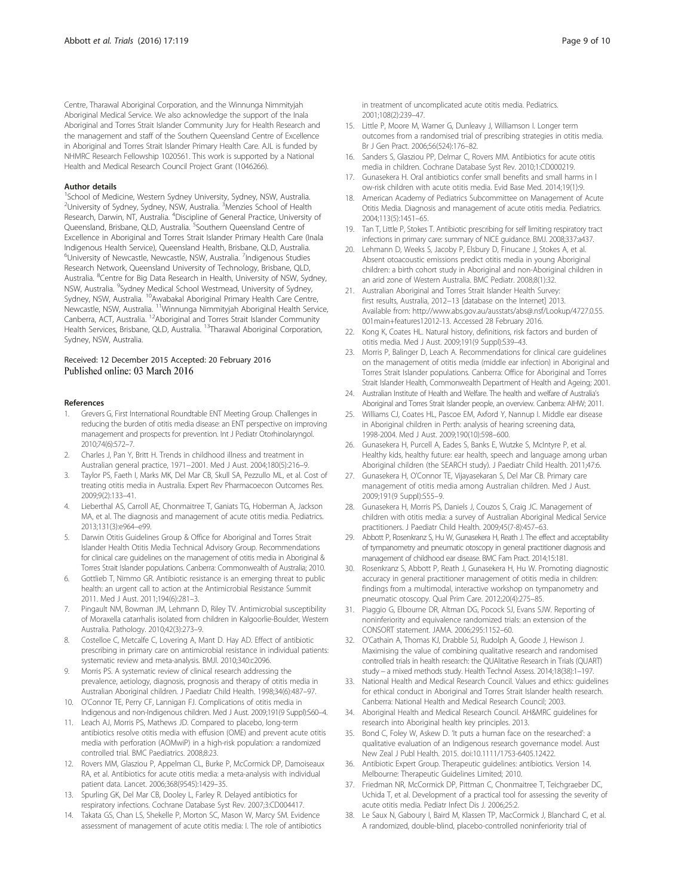Centre, Tharawal Aboriginal Corporation, and the Winnunga Nimmityjah Aboriginal Medical Service. We also acknowledge the support of the Inala Aboriginal and Torres Strait Islander Community Jury for Health Research and the management and staff of the Southern Queensland Centre of Excellence in Aboriginal and Torres Strait Islander Primary Health Care. AJL is funded by NHMRC Research Fellowship 1020561. This work is supported by a National Health and Medical Research Council Project Grant (1046266).

#### Author details

[1]School of Medicine, Western Sydney University, Sydney, NSW, Australia. [2]University of Sydney, Sydney, NSW, Australia. [3]Menzies School of Health Research, Darwin, NT, Australia. [4]Discipline of General Practice, University of Queensland, Brisbane, QLD, Australia. [5]Southern Queensland Centre of Excellence in Aboriginal and Torres Strait Islander Primary Health Care (Inala Indigenous Health Service), Queensland Health, Brisbane, QLD, Australia. [6]University of Newcastle, Newcastle, NSW, Australia. [7]Indigenous Studies Research Network, Queensland University of Technology, Brisbane, QLD, Australia. [8]Centre for Big Data Research in Health, University of NSW, Sydney, NSW, Australia. [9]Sydney Medical School Westmead, University of Sydney, Sydney, NSW, Australia. [10]Awabakal Aboriginal Primary Health Care Centre, Newcastle, NSW, Australia. [11]Winnunga Nimmityjah Aboriginal Health Service, Canberra, ACT, Australia. [12]Aboriginal and Torres Strait Islander Community Health Services, Brisbane, QLD, Australia. [13]Tharawal Aboriginal Corporation, Sydney, NSW, Australia.

Received: 12 December 2015 Accepted: 20 February 2016
Published online: 03 March 2016

#### References

1. Grevers G, First International Roundtable ENT Meeting Group. Challenges in reducing the burden of otitis media disease: an ENT perspective on improving management and prospects for prevention. Int J Pediatr Otorhinolaryngol. 2010;74(6):572–7.
2. Charles J, Pan Y, Britt H. Trends in childhood illness and treatment in Australian general practice, 1971–2001. Med J Aust. 2004;180(5):216–9.
3. Taylor PS, Faeth I, Marks MK, Del Mar CB, Skull SA, Pezzullo ML, et al. Cost of treating otitis media in Australia. Expert Rev Pharmacoecon Outcomes Res. 2009;9(2):133–41.
4. Lieberthal AS, Carroll AE, Chonmaitree T, Ganiats TG, Hoberman A, Jackson MA, et al. The diagnosis and management of acute otitis media. Pediatrics. 2013;131(3):e964–e99.
5. Darwin Otitis Guidelines Group & Office for Aboriginal and Torres Strait Islander Health Otitis Media Technical Advisory Group. Recommendations for clinical care guidelines on the management of otitis media in Aboriginal & Torres Strait Islander populations. Canberra: Commonwealth of Australia; 2010.
6. Gottlieb T, Nimmo GR. Antibiotic resistance is an emerging threat to public health: an urgent call to action at the Antimicrobial Resistance Summit 2011. Med J Aust. 2011;194(6):281–3.
7. Pingault NM, Bowman JM, Lehmann D, Riley TV. Antimicrobial susceptibility of Moraxella catarrhalis isolated from children in Kalgoorlie-Boulder, Western Australia. Pathology. 2010;42(3):273–9.
8. Costelloe C, Metcalfe C, Lovering A, Mant D. Hay AD. Effect of antibiotic prescribing in primary care on antimicrobial resistance in individual patients: systematic review and meta-analysis. BMJl. 2010;340:c2096.
9. Morris PS. A systematic review of clinical research addressing the prevalence, aetiology, diagnosis, prognosis and therapy of otitis media in Australian Aboriginal children. J Paediatr Child Health. 1998;34(6):487–97.
10. O'Connor TE, Perry CF, Lannigan FJ. Complications of otitis media in Indigenous and non-Indigenous children. Med J Aust. 2009;191(9 Suppl):S60–4.
11. Leach AJ, Morris PS, Mathews JD. Compared to placebo, long-term antibiotics resolve otitis media with effusion (OME) and prevent acute otitis media with perforation (AOMwiP) in a high-risk population: a randomized controlled trial. BMC Paediatrics. 2008;8:23.
12. Rovers MM, Glasziou P, Appelman CL, Burke P, McCormick DP, Damoiseaux RA, et al. Antibiotics for acute otitis media: a meta-analysis with individual patient data. Lancet. 2006;368(9545):1429–35.
13. Spurling GK, Del Mar CB, Dooley L, Farley R. Delayed antibiotics for respiratory infections. Cochrane Database Syst Rev. 2007;3:CD004417.
14. Takata GS, Chan LS, Shekelle P, Morton SC, Mason W, Marcy SM. Evidence assessment of management of acute otitis media: I. The role of antibiotics in treatment of uncomplicated acute otitis media. Pediatrics. 2001;108(2):239–47.
15. Little P, Moore M, Warner G, Dunleavy J, Williamson I. Longer term outcomes from a randomised trial of prescribing strategies in otitis media. Br J Gen Pract. 2006;56(524):176–82.
16. Sanders S, Glasziou PP, Delmar C, Rovers MM. Antibiotics for acute otitis media in children. Cochrane Database Syst Rev. 2010;1:CD000219.
17. Gunasekera H. Oral antibiotics confer small benefits and small harms in l ow-risk children with acute otitis media. Evid Base Med. 2014;19(1):9.
18. American Academy of Pediatrics Subcommittee on Management of Acute Otitis Media. Diagnosis and management of acute otitis media. Pediatrics. 2004;113(5):1451–65.
19. Tan T, Little P, Stokes T. Antibiotic prescribing for self limiting respiratory tract infections in primary care: summary of NICE guidance. BMJ. 2008;337:a437.
20. Lehmann D, Weeks S, Jacoby P, Elsbury D, Finucane J, Stokes A, et al. Absent otoacoustic emissions predict otitis media in young Aboriginal children: a birth cohort study in Aboriginal and non-Aboriginal children in an arid zone of Western Australia. BMC Pediatr. 2008;8(1):32.
21. Australian Aboriginal and Torres Strait Islander Health Survey: first results, Australia, 2012–13 [database on the Internet] 2013. Available from: http://www.abs.gov.au/ausstats/abs@.nsf/Lookup/4727.0.55.001main+features12012-13. Accessed 28 February 2016.
22. Kong K, Coates HL. Natural history, definitions, risk factors and burden of otitis media. Med J Aust. 2009;191(9 Suppl):S39–43.
23. Morris P, Balinger D, Leach A. Recommendations for clinical care guidelines on the management of otitis media (middle ear infection) in Aboriginal and Torres Strait Islander populations. Canberra: Office for Aboriginal and Torres Strait Islander Health, Commonwealth Department of Health and Ageing; 2001.
24. Australian Institute of Health and Welfare. The health and welfare of Australia's Aboriginal and Torres Strait Islander people, an overview. Canberra: AIHW; 2011.
25. Williams CJ, Coates HL, Pascoe EM, Axford Y, Nannup I. Middle ear disease in Aboriginal children in Perth: analysis of hearing screening data, 1998-2004. Med J Aust. 2009;190(10):598–600.
26. Gunasekera H, Purcell A, Eades S, Banks E, Wutzke S, McIntyre P, et al. Healthy kids, healthy future: ear health, speech and language among urban Aboriginal children (the SEARCH study). J Paediatr Child Health. 2011;47:6.
27. Gunasekera H, O'Connor TE, Vijayasekaran S, Del Mar CB. Primary care management of otitis media among Australian children. Med J Aust. 2009;191(9 Suppl):S55–9.
28. Gunasekera H, Morris PS, Daniels J, Couzos S, Craig JC. Management of children with otitis media: a survey of Australian Aboriginal Medical Service practitioners. J Paediatr Child Health. 2009;45(7-8):457–63.
29. Abbott P, Rosenkranz S, Hu W, Gunasekera H, Reath J. The effect and acceptability of tympanometry and pneumatic otoscopy in general practitioner diagnosis and management of childhood ear disease. BMC Fam Pract. 2014;15:181.
30. Rosenkranz S, Abbott P, Reath J, Gunasekera H, Hu W. Promoting diagnostic accuracy in general practitioner management of otitis media in children: findings from a multimodal, interactive workshop on tympanometry and pneumatic otoscopy. Qual Prim Care. 2012;20(4):275–85.
31. Piaggio G, Elbourne DR, Altman DG, Pocock SJ, Evans SJW. Reporting of noninferiority and equivalence randomized trials: an extension of the CONSORT statement. JAMA. 2006;295:1152–60.
32. O'Cathain A, Thomas KJ, Drabble SJ, Rudolph A, Goode J, Hewison J. Maximising the value of combining qualitative research and randomised controlled trials in health research: the QUAlitative Research in Trials (QUART) study – a mixed methods study. Health Technol Assess. 2014;18(38):1–197.
33. National Health and Medical Research Council. Values and ethics: guidelines for ethical conduct in Aboriginal and Torres Strait Islander health research. Canberra: National Health and Medical Research Council; 2003.
34. Aboriginal Health and Medical Research Council. AH&MRC guidelines for research into Aboriginal health key principles. 2013.
35. Bond C, Foley W, Askew D. 'It puts a human face on the researched': a qualitative evaluation of an Indigenous research governance model. Aust New Zeal J Publ Health. 2015. doi:10.1111/1753-6405.12422.
36. Antibiotic Expert Group. Therapeutic guidelines: antibiotics. Version 14. Melbourne: Therapeutic Guidelines Limited; 2010.
37. Friedman NR, McCormick DP, Pittman C, Chonmaitree T, Teichgraeber DC, Uchida T, et al. Development of a practical tool for assessing the severity of acute otitis media. Pediatr Infect Dis J. 2006;25:2.
38. Le Saux N, Gaboury I, Baird M, Klassen TP, MacCormick J, Blanchard C, et al. A randomized, double-blind, placebo-controlled noninferiority trial of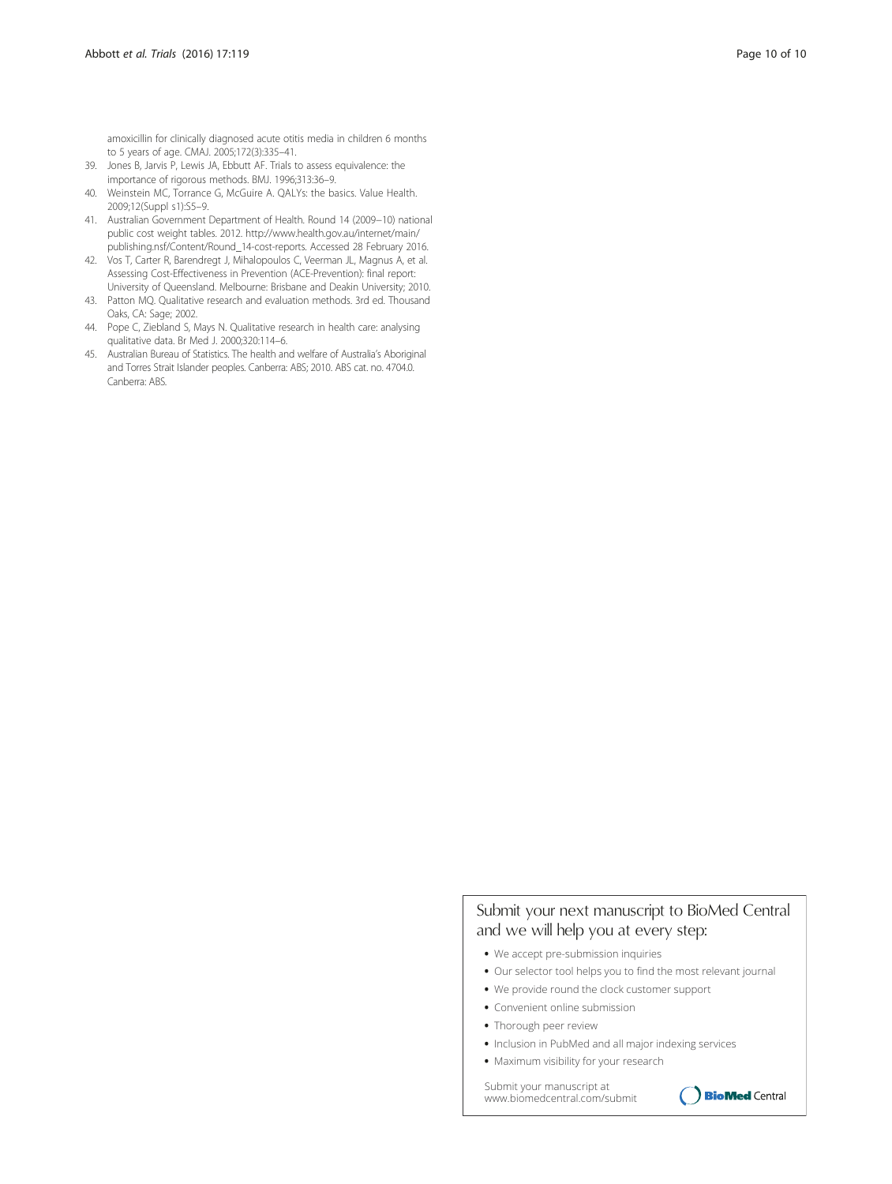amoxicillin for clinically diagnosed acute otitis media in children 6 months to 5 years of age. CMAJ. 2005;172(3):335–41.

39. Jones B, Jarvis P, Lewis JA, Ebbutt AF. Trials to assess equivalence: the importance of rigorous methods. BMJ. 1996;313:36–9.
40. Weinstein MC, Torrance G, McGuire A. QALYs: the basics. Value Health. 2009;12(Suppl s1):S5–9.
41. Australian Government Department of Health. Round 14 (2009–10) national public cost weight tables. 2012. http://www.health.gov.au/internet/main/publishing.nsf/Content/Round_14-cost-reports. Accessed 28 February 2016.
42. Vos T, Carter R, Barendregt J, Mihalopoulos C, Veerman JL, Magnus A, et al. Assessing Cost-Effectiveness in Prevention (ACE-Prevention): final report: University of Queensland. Melbourne: Brisbane and Deakin University; 2010.
43. Patton MQ. Qualitative research and evaluation methods. 3rd ed. Thousand Oaks, CA: Sage; 2002.
44. Pope C, Ziebland S, Mays N. Qualitative research in health care: analysing qualitative data. Br Med J. 2000;320:114–6.
45. Australian Bureau of Statistics. The health and welfare of Australia's Aboriginal and Torres Strait Islander peoples. Canberra: ABS; 2010. ABS cat. no. 4704.0. Canberra: ABS.

Submit your next manuscript to BioMed Central and we will help you at every step:

- We accept pre-submission inquiries
- Our selector tool helps you to find the most relevant journal
- We provide round the clock customer support
- Convenient online submission
- Thorough peer review
- Inclusion in PubMed and all major indexing services
- Maximum visibility for your research

Submit your manuscript at www.biomedcentral.com/submit

BioMed Central